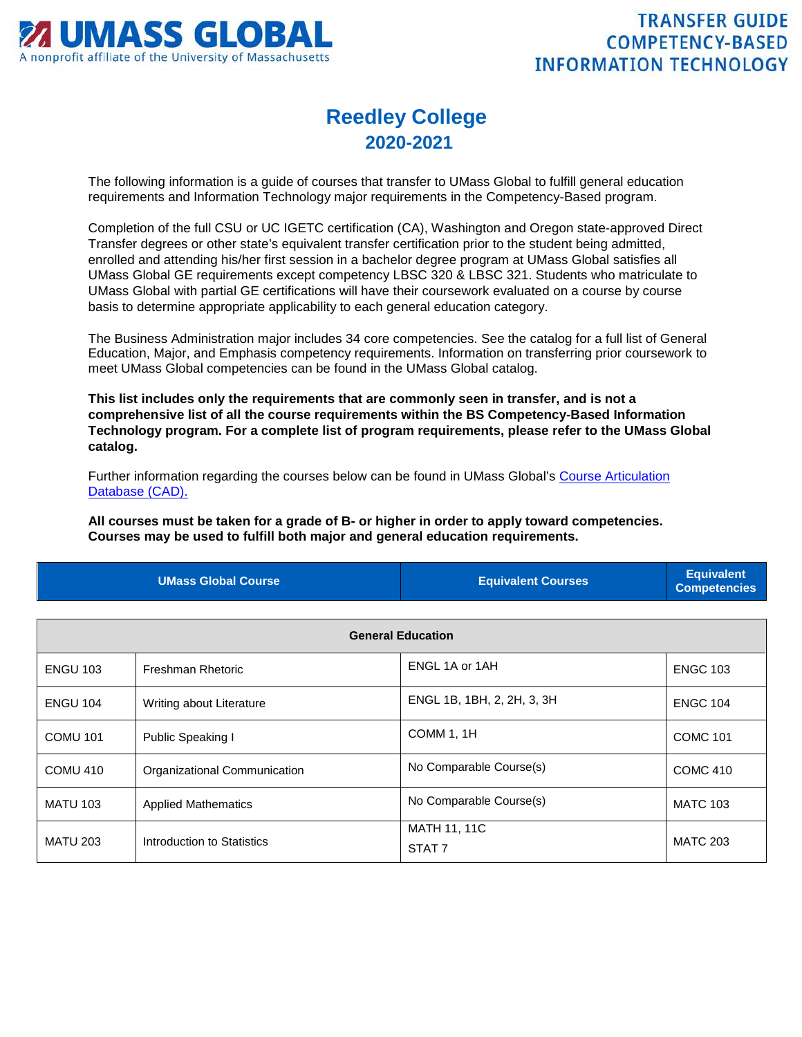# UMASS GLOBAL

A nonprofit affiliate of the University of Massachusetts

**TRANSFER GUIDE**
**COMPETENCY-BASED**
**INFORMATION TECHNOLOGY**

## Reedley College
## 2020-2021

The following information is a guide of courses that transfer to UMass Global to fulfill general education requirements and Information Technology major requirements in the Competency-Based program.

Completion of the full CSU or UC IGETC certification (CA), Washington and Oregon state-approved Direct Transfer degrees or other state's equivalent transfer certification prior to the student being admitted, enrolled and attending his/her first session in a bachelor degree program at UMass Global satisfies all UMass Global GE requirements except competency LBSC 320 & LBSC 321. Students who matriculate to UMass Global with partial GE certifications will have their coursework evaluated on a course by course basis to determine appropriate applicability to each general education category.

The Business Administration major includes 34 core competencies. See the catalog for a full list of General Education, Major, and Emphasis competency requirements. Information on transferring prior coursework to meet UMass Global competencies can be found in the UMass Global catalog.

**This list includes only the requirements that are commonly seen in transfer, and is not a comprehensive list of all the course requirements within the BS Competency-Based Information Technology program. For a complete list of program requirements, please refer to the UMass Global catalog.**

Further information regarding the courses below can be found in UMass Global's Course Articulation Database (CAD).

**All courses must be taken for a grade of B- or higher in order to apply toward competencies. Courses may be used to fulfill both major and general education requirements.**

| UMass Global Course | | Equivalent Courses | Equivalent Competencies |
|---|---|---|---|
| **General Education** | | | |
| ENGU 103 | Freshman Rhetoric | ENGL 1A or 1AH | ENGC 103 |
| ENGU 104 | Writing about Literature | ENGL 1B, 1BH, 2, 2H, 3, 3H | ENGC 104 |
| COMU 101 | Public Speaking I | COMM 1, 1H | COMC 101 |
| COMU 410 | Organizational Communication | No Comparable Course(s) | COMC 410 |
| MATU 103 | Applied Mathematics | No Comparable Course(s) | MATC 103 |
| MATU 203 | Introduction to Statistics | MATH 11, 11C<br>STAT 7 | MATC 203 |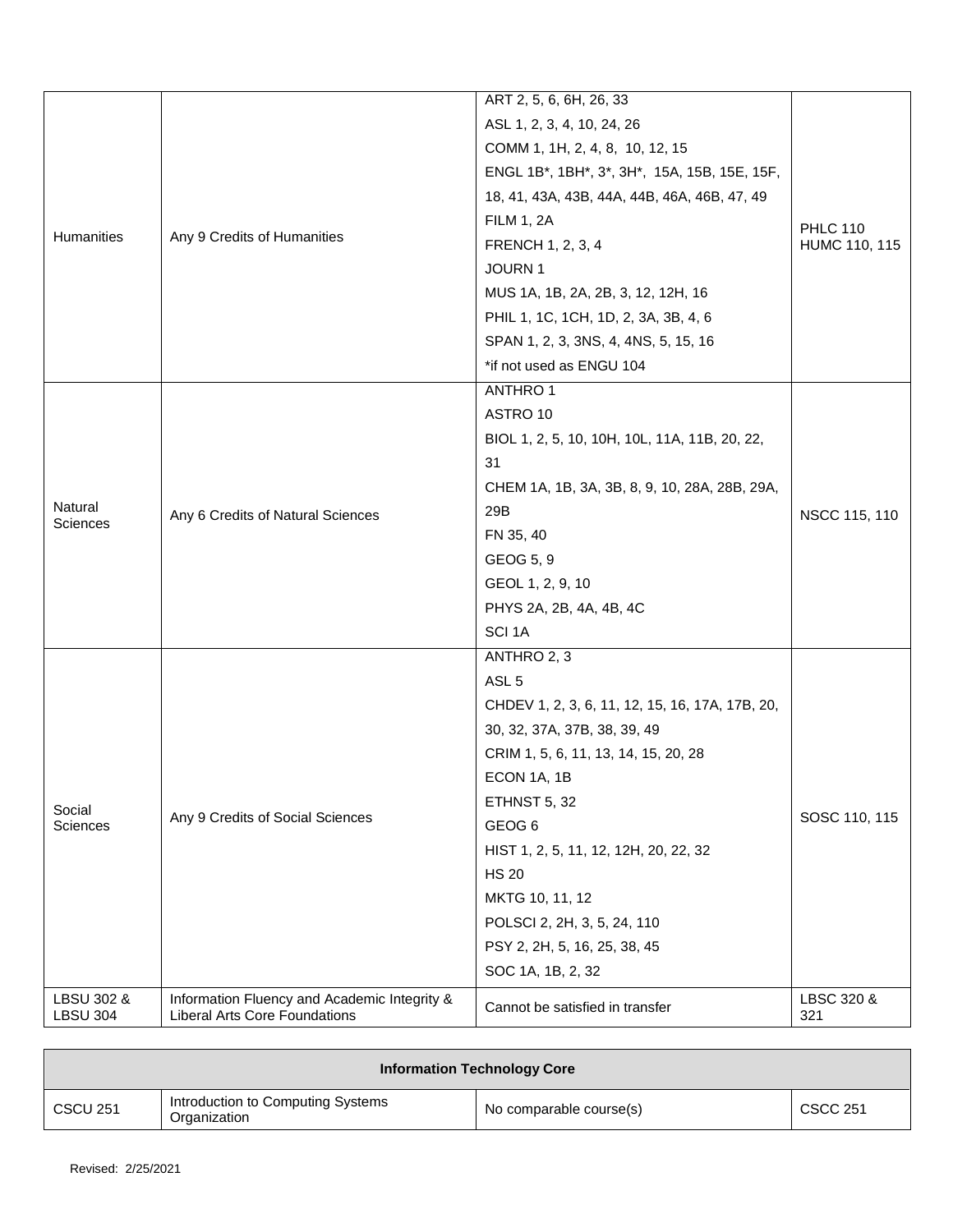| | | | |
|---|---|---|---|
| Humanities | Any 9 Credits of Humanities | ART 2, 5, 6, 6H, 26, 33<br>ASL 1, 2, 3, 4, 10, 24, 26<br>COMM 1, 1H, 2, 4, 8, 10, 12, 15<br>ENGL 1B*, 1BH*, 3*, 3H*, 15A, 15B, 15E, 15F, 18, 41, 43A, 43B, 44A, 44B, 46A, 46B, 47, 49<br>FILM 1, 2A<br>FRENCH 1, 2, 3, 4<br>JOURN 1<br>MUS 1A, 1B, 2A, 2B, 3, 12, 12H, 16<br>PHIL 1, 1C, 1CH, 1D, 2, 3A, 3B, 4, 6<br>SPAN 1, 2, 3, 3NS, 4, 4NS, 5, 15, 16<br>*if not used as ENGU 104 | PHLC 110<br>HUMC 110, 115 |
| Natural Sciences | Any 6 Credits of Natural Sciences | ANTHRO 1<br>ASTRO 10<br>BIOL 1, 2, 5, 10, 10H, 10L, 11A, 11B, 20, 22, 31<br>CHEM 1A, 1B, 3A, 3B, 8, 9, 10, 28A, 28B, 29A, 29B<br>FN 35, 40<br>GEOG 5, 9<br>GEOL 1, 2, 9, 10<br>PHYS 2A, 2B, 4A, 4B, 4C<br>SCI 1A | NSCC 115, 110 |
| Social Sciences | Any 9 Credits of Social Sciences | ANTHRO 2, 3<br>ASL 5<br>CHDEV 1, 2, 3, 6, 11, 12, 15, 16, 17A, 17B, 20, 30, 32, 37A, 37B, 38, 39, 49<br>CRIM 1, 5, 6, 11, 13, 14, 15, 20, 28<br>ECON 1A, 1B<br>ETHNST 5, 32<br>GEOG 6<br>HIST 1, 2, 5, 11, 12, 12H, 20, 22, 32<br>HS 20<br>MKTG 10, 11, 12<br>POLSCI 2, 2H, 3, 5, 24, 110<br>PSY 2, 2H, 5, 16, 25, 38, 45<br>SOC 1A, 1B, 2, 32 | SOSC 110, 115 |
| LBSU 302 & LBSU 304 | Information Fluency and Academic Integrity & Liberal Arts Core Foundations | Cannot be satisfied in transfer | LBSC 320 & 321 |

| **Information Technology Core** | | | |
|---|---|---|---|
| CSCU 251 | Introduction to Computing Systems Organization | No comparable course(s) | CSCC 251 |

Revised: 2/25/2021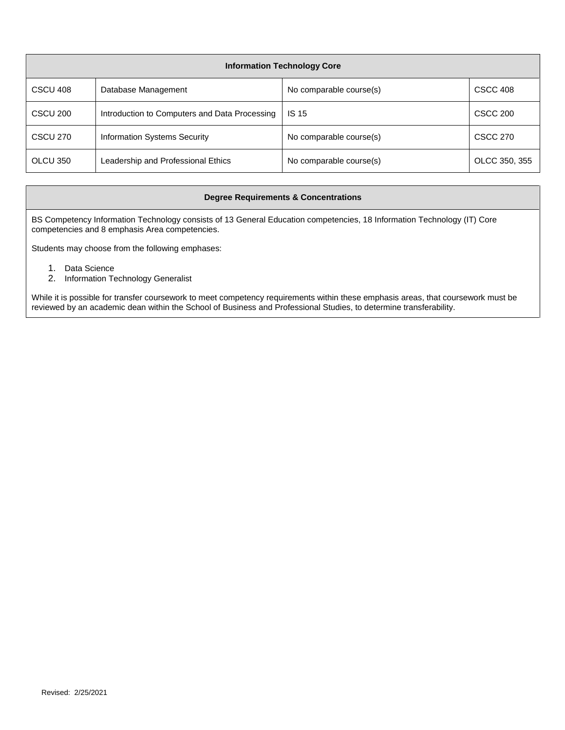| Information Technology Core | | | |
|---|---|---|---|
| CSCU 408 | Database Management | No comparable course(s) | CSCC 408 |
| CSCU 200 | Introduction to Computers and Data Processing | IS 15 | CSCC 200 |
| CSCU 270 | Information Systems Security | No comparable course(s) | CSCC 270 |
| OLCU 350 | Leadership and Professional Ethics | No comparable course(s) | OLCC 350, 355 |

**Degree Requirements & Concentrations**

BS Competency Information Technology consists of 13 General Education competencies, 18 Information Technology (IT) Core competencies and 8 emphasis Area competencies.

Students may choose from the following emphases:

1. Data Science
2. Information Technology Generalist

While it is possible for transfer coursework to meet competency requirements within these emphasis areas, that coursework must be reviewed by an academic dean within the School of Business and Professional Studies, to determine transferability.

Revised: 2/25/2021